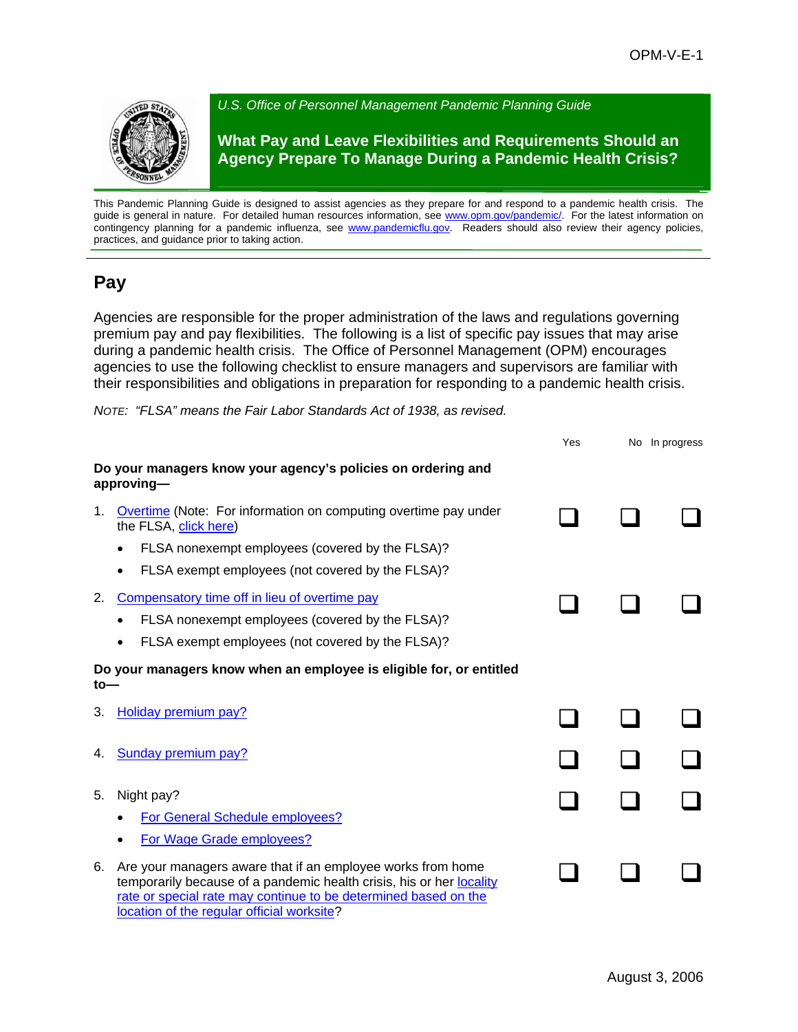*U.S. Office of Personnel Management Pandemic Planning Guide*

# What Pay and Leave Flexibilities and Requirements Should an Agency Prepare To Manage During a Pandemic Health Crisis?

This Pandemic Planning Guide is designed to assist agencies as they prepare for and respond to a pandemic health crisis. The guide is general in nature. For detailed human resources information, see www.opm.gov/pandemic/. For the latest information on contingency planning for a pandemic influenza, see www.pandemicflu.gov. Readers should also review their agency policies, practices, and guidance prior to taking action.

## Pay

Agencies are responsible for the proper administration of the laws and regulations governing premium pay and pay flexibilities. The following is a list of specific pay issues that may arise during a pandemic health crisis. The Office of Personnel Management (OPM) encourages agencies to use the following checklist to ensure managers and supervisors are familiar with their responsibilities and obligations in preparation for responding to a pandemic health crisis.

*NOTE: "FLSA" means the Fair Labor Standards Act of 1938, as revised.*

| | Yes | No | In progress |
|---|---|---|---|
| **Do your managers know your agency's policies on ordering and approving—** | | | |
| 1. Overtime (Note: For information on computing overtime pay under the FLSA, click here)<br>• FLSA nonexempt employees (covered by the FLSA)?<br>• FLSA exempt employees (not covered by the FLSA)? | ❑ | ❑ | ❑ |
| 2. Compensatory time off in lieu of overtime pay<br>• FLSA nonexempt employees (covered by the FLSA)?<br>• FLSA exempt employees (not covered by the FLSA)? | ❑ | ❑ | ❑ |
| **Do your managers know when an employee is eligible for, or entitled to—** | | | |
| 3. Holiday premium pay? | ❑ | ❑ | ❑ |
| 4. Sunday premium pay? | ❑ | ❑ | ❑ |
| 5. Night pay?<br>• For General Schedule employees?<br>• For Wage Grade employees? | ❑ | ❑ | ❑ |
| 6. Are your managers aware that if an employee works from home temporarily because of a pandemic health crisis, his or her locality rate or special rate may continue to be determined based on the location of the regular official worksite? | ❑ | ❑ | ❑ |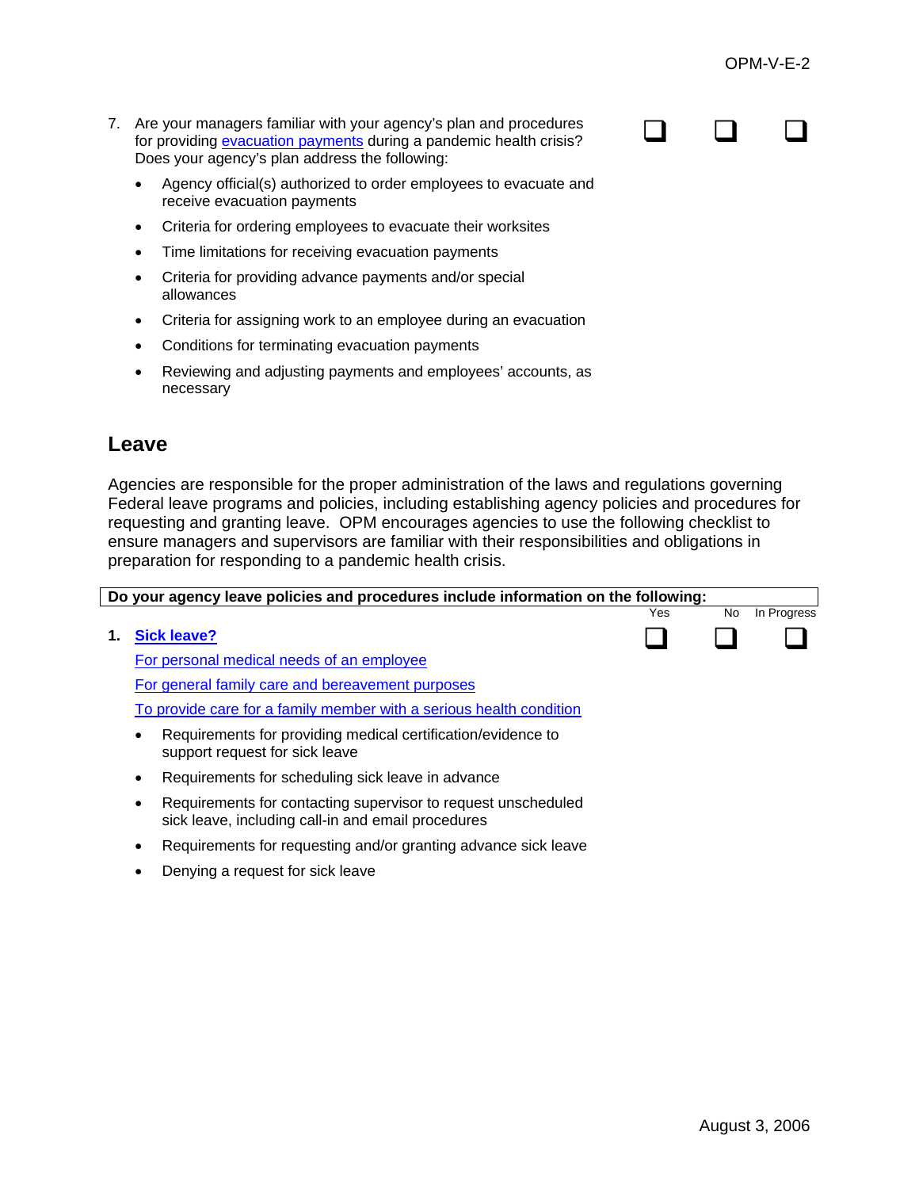7. Are your managers familiar with your agency's plan and procedures for providing evacuation payments during a pandemic health crisis? Does your agency's plan address the following: ☐ ☐ ☐

   - Agency official(s) authorized to order employees to evacuate and receive evacuation payments
   - Criteria for ordering employees to evacuate their worksites
   - Time limitations for receiving evacuation payments
   - Criteria for providing advance payments and/or special allowances
   - Criteria for assigning work to an employee during an evacuation
   - Conditions for terminating evacuation payments
   - Reviewing and adjusting payments and employees' accounts, as necessary

## Leave

Agencies are responsible for the proper administration of the laws and regulations governing Federal leave programs and policies, including establishing agency policies and procedures for requesting and granting leave. OPM encourages agencies to use the following checklist to ensure managers and supervisors are familiar with their responsibilities and obligations in preparation for responding to a pandemic health crisis.

| Do your agency leave policies and procedures include information on the following: | Yes | No | In Progress |
|---|---|---|---|
| **1. Sick leave?**<br>For personal medical needs of an employee<br>For general family care and bereavement purposes<br>To provide care for a family member with a serious health condition<br>• Requirements for providing medical certification/evidence to support request for sick leave<br>• Requirements for scheduling sick leave in advance<br>• Requirements for contacting supervisor to request unscheduled sick leave, including call-in and email procedures<br>• Requirements for requesting and/or granting advance sick leave<br>• Denying a request for sick leave | ☐ | ☐ | ☐ |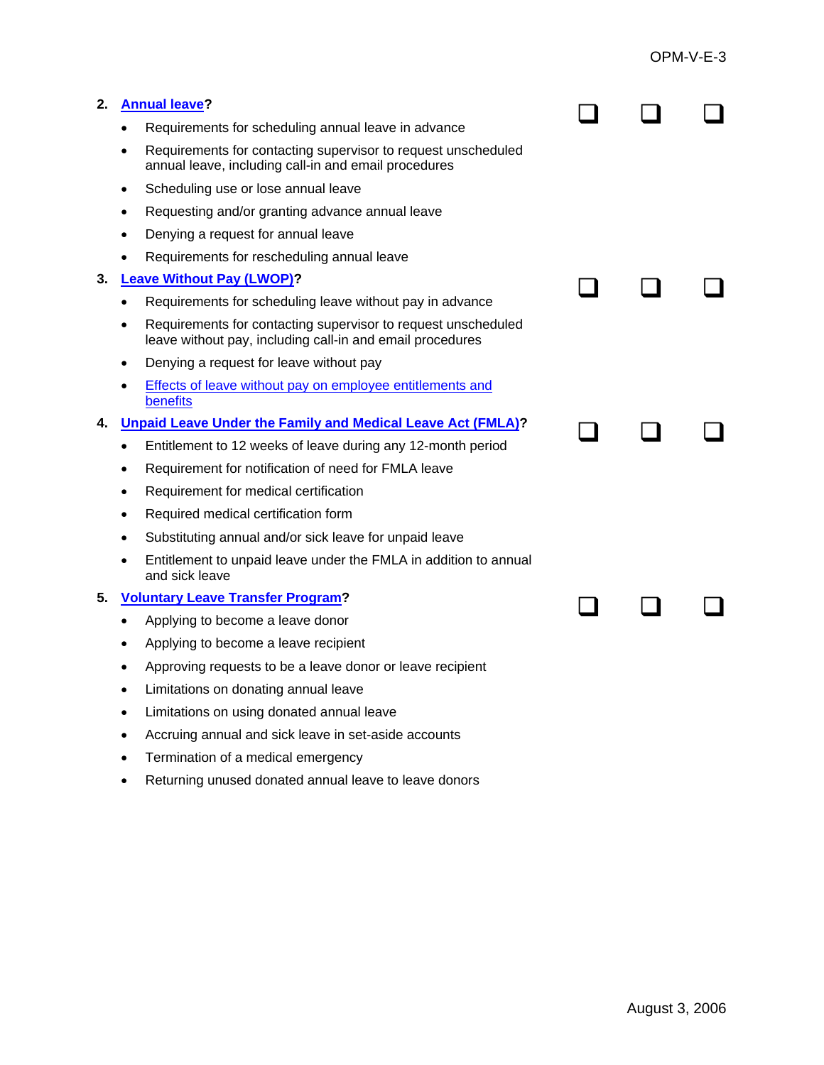2. **Annual leave?** ❑ ❑ ❑
   - Requirements for scheduling annual leave in advance
   - Requirements for contacting supervisor to request unscheduled annual leave, including call-in and email procedures
   - Scheduling use or lose annual leave
   - Requesting and/or granting advance annual leave
   - Denying a request for annual leave
   - Requirements for rescheduling annual leave

3. **Leave Without Pay (LWOP)?** ❑ ❑ ❑
   - Requirements for scheduling leave without pay in advance
   - Requirements for contacting supervisor to request unscheduled leave without pay, including call-in and email procedures
   - Denying a request for leave without pay
   - Effects of leave without pay on employee entitlements and benefits

4. **Unpaid Leave Under the Family and Medical Leave Act (FMLA)?** ❑ ❑ ❑
   - Entitlement to 12 weeks of leave during any 12-month period
   - Requirement for notification of need for FMLA leave
   - Requirement for medical certification
   - Required medical certification form
   - Substituting annual and/or sick leave for unpaid leave
   - Entitlement to unpaid leave under the FMLA in addition to annual and sick leave

5. **Voluntary Leave Transfer Program?** ❑ ❑ ❑
   - Applying to become a leave donor
   - Applying to become a leave recipient
   - Approving requests to be a leave donor or leave recipient
   - Limitations on donating annual leave
   - Limitations on using donated annual leave
   - Accruing annual and sick leave in set-aside accounts
   - Termination of a medical emergency
   - Returning unused donated annual leave to leave donors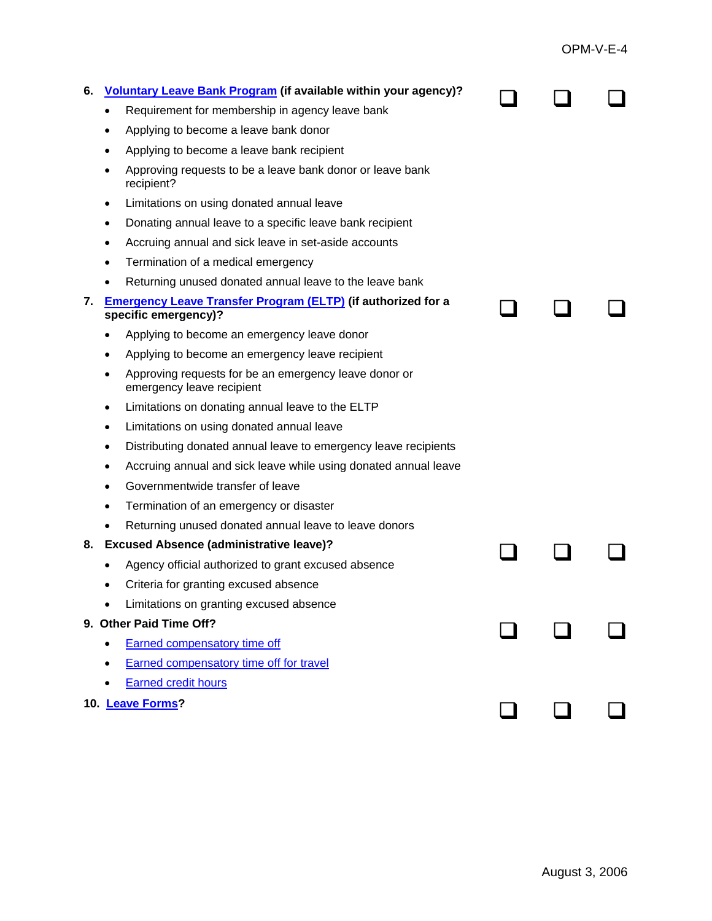6. **Voluntary Leave Bank Program (if available within your agency)?** ❑ ❑ ❑
   - Requirement for membership in agency leave bank
   - Applying to become a leave bank donor
   - Applying to become a leave bank recipient
   - Approving requests to be a leave bank donor or leave bank recipient?
   - Limitations on using donated annual leave
   - Donating annual leave to a specific leave bank recipient
   - Accruing annual and sick leave in set-aside accounts
   - Termination of a medical emergency
   - Returning unused donated annual leave to the leave bank

7. **Emergency Leave Transfer Program (ELTP) (if authorized for a specific emergency)?** ❑ ❑ ❑
   - Applying to become an emergency leave donor
   - Applying to become an emergency leave recipient
   - Approving requests for be an emergency leave donor or emergency leave recipient
   - Limitations on donating annual leave to the ELTP
   - Limitations on using donated annual leave
   - Distributing donated annual leave to emergency leave recipients
   - Accruing annual and sick leave while using donated annual leave
   - Governmentwide transfer of leave
   - Termination of an emergency or disaster
   - Returning unused donated annual leave to leave donors

8. **Excused Absence (administrative leave)?** ❑ ❑ ❑
   - Agency official authorized to grant excused absence
   - Criteria for granting excused absence
   - Limitations on granting excused absence

9. **Other Paid Time Off?** ❑ ❑ ❑
   - Earned compensatory time off
   - Earned compensatory time off for travel
   - Earned credit hours

10. **Leave Forms?** ❑ ❑ ❑